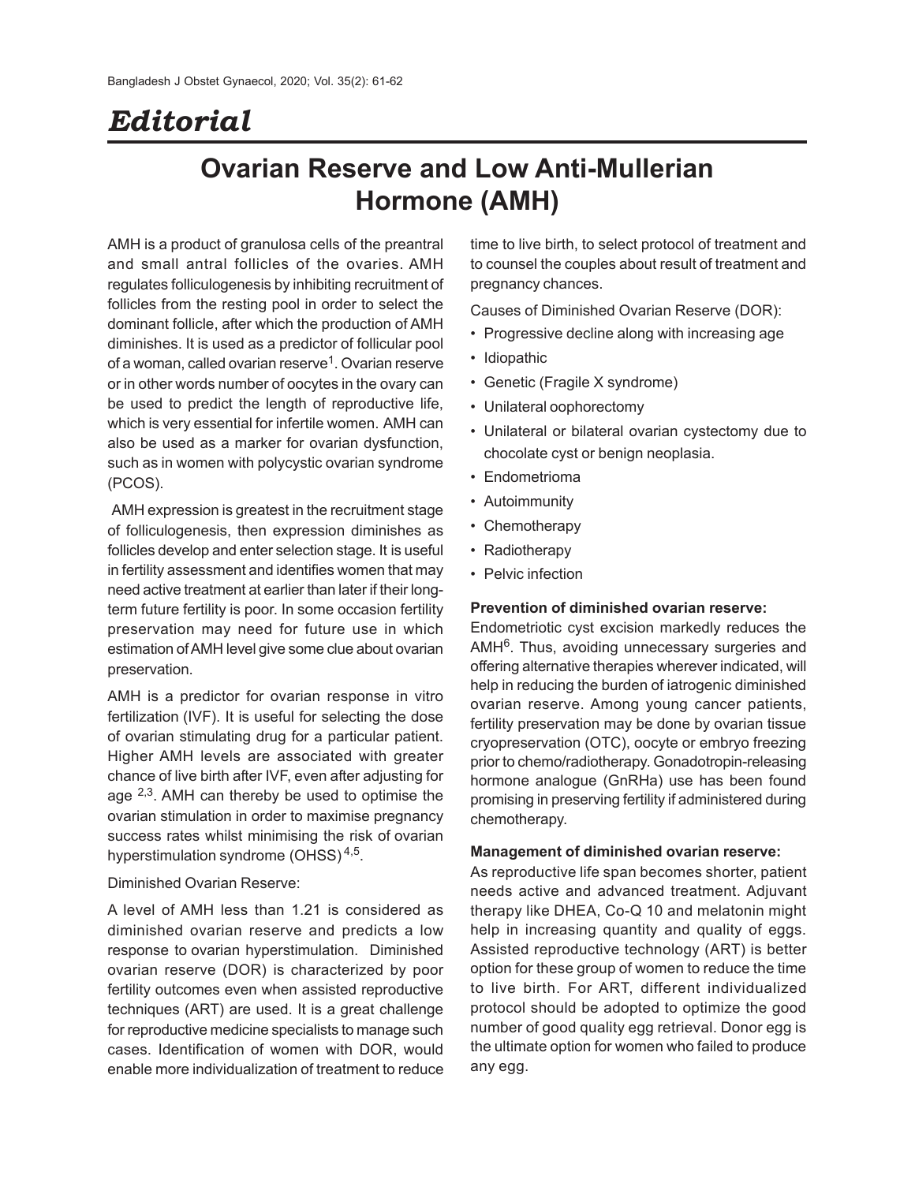# Editorial

## Ovarian Reserve and Low Anti-Mullerian Hormone (AMH)

AMH is a product of granulosa cells of the preantral and small antral follicles of the ovaries. AMH regulates folliculogenesis by inhibiting recruitment of follicles from the resting pool in order to select the dominant follicle, after which the production of AMH diminishes. It is used as a predictor of follicular pool of a woman, called ovarian reserve[1]. Ovarian reserve or in other words number of oocytes in the ovary can be used to predict the length of reproductive life, which is very essential for infertile women. AMH can also be used as a marker for ovarian dysfunction, such as in women with polycystic ovarian syndrome (PCOS).

AMH expression is greatest in the recruitment stage of folliculogenesis, then expression diminishes as follicles develop and enter selection stage. It is useful in fertility assessment and identifies women that may need active treatment at earlier than later if their long-term future fertility is poor. In some occasion fertility preservation may need for future use in which estimation of AMH level give some clue about ovarian preservation.

AMH is a predictor for ovarian response in vitro fertilization (IVF). It is useful for selecting the dose of ovarian stimulating drug for a particular patient. Higher AMH levels are associated with greater chance of live birth after IVF, even after adjusting for age [2,3]. AMH can thereby be used to optimise the ovarian stimulation in order to maximise pregnancy success rates whilst minimising the risk of ovarian hyperstimulation syndrome (OHSS)[4,5].

Diminished Ovarian Reserve:

A level of AMH less than 1.21 is considered as diminished ovarian reserve and predicts a low response to ovarian hyperstimulation. Diminished ovarian reserve (DOR) is characterized by poor fertility outcomes even when assisted reproductive techniques (ART) are used. It is a great challenge for reproductive medicine specialists to manage such cases. Identification of women with DOR, would enable more individualization of treatment to reduce time to live birth, to select protocol of treatment and to counsel the couples about result of treatment and pregnancy chances.

Causes of Diminished Ovarian Reserve (DOR):

- Progressive decline along with increasing age
- Idiopathic
- Genetic (Fragile X syndrome)
- Unilateral oophorectomy
- Unilateral or bilateral ovarian cystectomy due to chocolate cyst or benign neoplasia.
- Endometrioma
- Autoimmunity
- Chemotherapy
- Radiotherapy
- Pelvic infection

**Prevention of diminished ovarian reserve:**

Endometriotic cyst excision markedly reduces the AMH[6]. Thus, avoiding unnecessary surgeries and offering alternative therapies wherever indicated, will help in reducing the burden of iatrogenic diminished ovarian reserve. Among young cancer patients, fertility preservation may be done by ovarian tissue cryopreservation (OTC), oocyte or embryo freezing prior to chemo/radiotherapy. Gonadotropin-releasing hormone analogue (GnRHa) use has been found promising in preserving fertility if administered during chemotherapy.

**Management of diminished ovarian reserve:**

As reproductive life span becomes shorter, patient needs active and advanced treatment. Adjuvant therapy like DHEA, Co-Q 10 and melatonin might help in increasing quantity and quality of eggs. Assisted reproductive technology (ART) is better option for these group of women to reduce the time to live birth. For ART, different individualized protocol should be adopted to optimize the good number of good quality egg retrieval. Donor egg is the ultimate option for women who failed to produce any egg.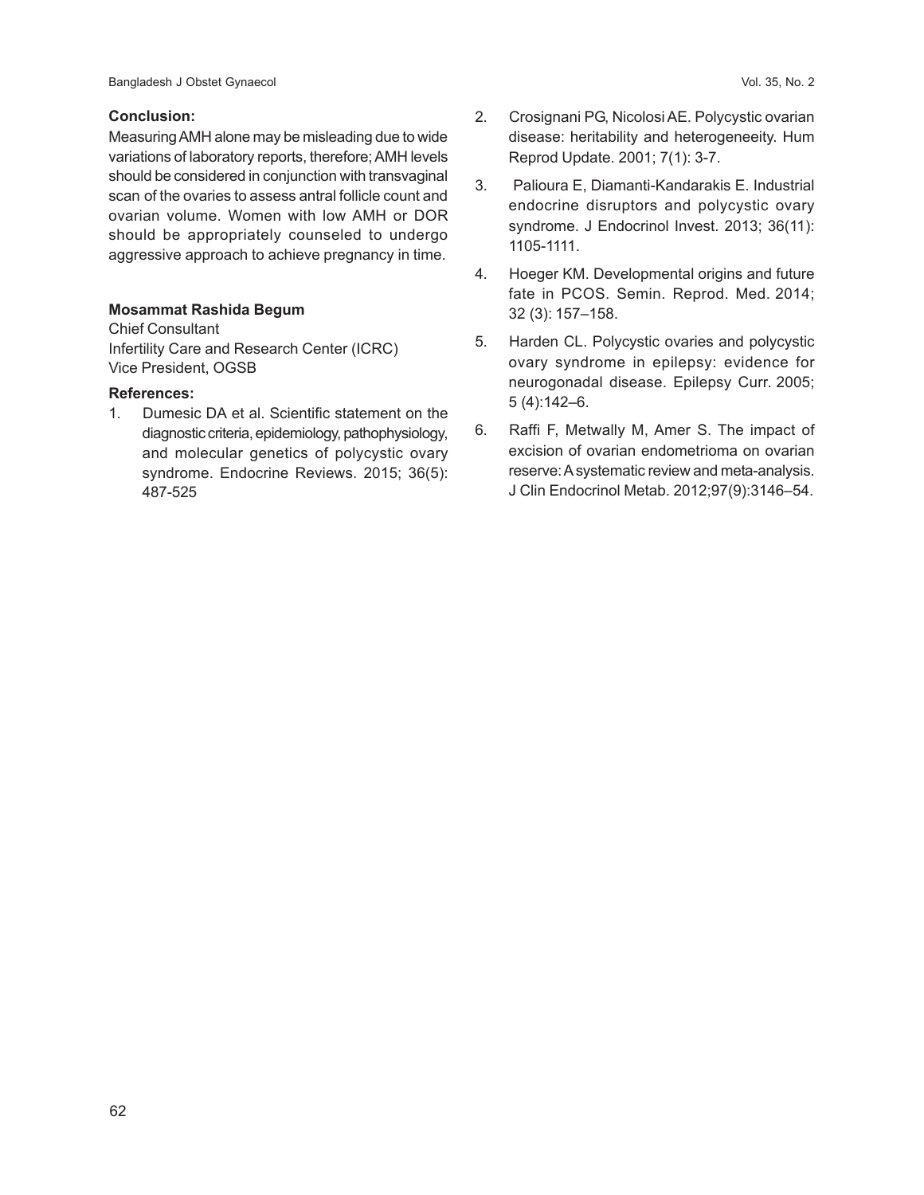**Conclusion:**

Measuring AMH alone may be misleading due to wide variations of laboratory reports, therefore; AMH levels should be considered in conjunction with transvaginal scan of the ovaries to assess antral follicle count and ovarian volume. Women with low AMH or DOR should be appropriately counseled to undergo aggressive approach to achieve pregnancy in time.

**Mosammat Rashida Begum**
Chief Consultant
Infertility Care and Research Center (ICRC)
Vice President, OGSB

**References:**

1. Dumesic DA et al. Scientific statement on the diagnostic criteria, epidemiology, pathophysiology, and molecular genetics of polycystic ovary syndrome. Endocrine Reviews. 2015; 36(5): 487-525
2. Crosignani PG, Nicolosi AE. Polycystic ovarian disease: heritability and heterogeneeity. Hum Reprod Update. 2001; 7(1): 3-7.
3. Palioura E, Diamanti-Kandarakis E. Industrial endocrine disruptors and polycystic ovary syndrome. J Endocrinol Invest. 2013; 36(11): 1105-1111.
4. Hoeger KM. Developmental origins and future fate in PCOS. Semin. Reprod. Med. 2014; 32 (3): 157–158.
5. Harden CL. Polycystic ovaries and polycystic ovary syndrome in epilepsy: evidence for neurogonadal disease. Epilepsy Curr. 2005; 5 (4):142–6.
6. Raffi F, Metwally M, Amer S. The impact of excision of ovarian endometrioma on ovarian reserve: A systematic review and meta-analysis. J Clin Endocrinol Metab. 2012;97(9):3146–54.